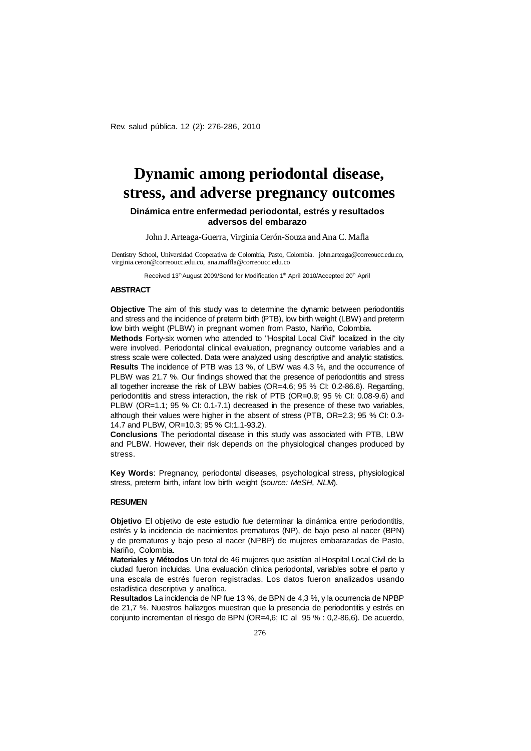# Dynamic among periodontal disease, stress, and adverse pregnancy outcomes

### Dinámica entre enfermedad periodontal, estrés y resultados adversos del embarazo

John J. Arteaga-Guerra, Virginia Cerón-Souza and Ana C. Mafla

Dentistry School, Universidad Cooperativa de Colombia, Pasto, Colombia. john.arteaga@correoucc.edu.co, virginia.ceron@correoucc.edu.co, ana.maffla@correoucc.edu.co

Received 13th August 2009/Send for Modification 1th April 2010/Accepted 20th April

## ABSTRACT

**Objective** The aim of this study was to determine the dynamic between periodontitis and stress and the incidence of preterm birth (PTB), low birth weight (LBW) and preterm low birth weight (PLBW) in pregnant women from Pasto, Nariño, Colombia.

**Methods** Forty-six women who attended to "Hospital Local Civil" localized in the city were involved. Periodontal clinical evaluation, pregnancy outcome variables and a stress scale were collected. Data were analyzed using descriptive and analytic statistics.

**Results** The incidence of PTB was 13 %, of LBW was 4.3 %, and the occurrence of PLBW was 21.7 %. Our findings showed that the presence of periodontitis and stress all together increase the risk of LBW babies (OR=4.6; 95 % CI: 0.2-86.6). Regarding, periodontitis and stress interaction, the risk of PTB (OR=0.9; 95 % CI: 0.08-9.6) and PLBW (OR=1.1; 95 % CI: 0.1-7.1) decreased in the presence of these two variables, although their values were higher in the absent of stress (PTB, OR=2.3; 95 % CI: 0.3-14.7 and PLBW, OR=10.3; 95 % CI:1.1-93.2).

**Conclusions** The periodontal disease in this study was associated with PTB, LBW and PLBW. However, their risk depends on the physiological changes produced by stress.

**Key Words**: Pregnancy, periodontal diseases, psychological stress, physiological stress, preterm birth, infant low birth weight (*source: MeSH, NLM*).

## RESUMEN

**Objetivo** El objetivo de este estudio fue determinar la dinámica entre periodontitis, estrés y la incidencia de nacimientos prematuros (NP), de bajo peso al nacer (BPN) y de prematuros y bajo peso al nacer (NPBP) de mujeres embarazadas de Pasto, Nariño, Colombia.

**Materiales y Métodos** Un total de 46 mujeres que asistían al Hospital Local Civil de la ciudad fueron incluidas. Una evaluación clínica periodontal, variables sobre el parto y una escala de estrés fueron registradas. Los datos fueron analizados usando estadística descriptiva y analítica.

**Resultados** La incidencia de NP fue 13 %, de BPN de 4,3 %, y la ocurrencia de NPBP de 21,7 %. Nuestros hallazgos muestran que la presencia de periodontitis y estrés en conjunto incrementan el riesgo de BPN (OR=4,6; IC al 95 % : 0,2-86,6). De acuerdo,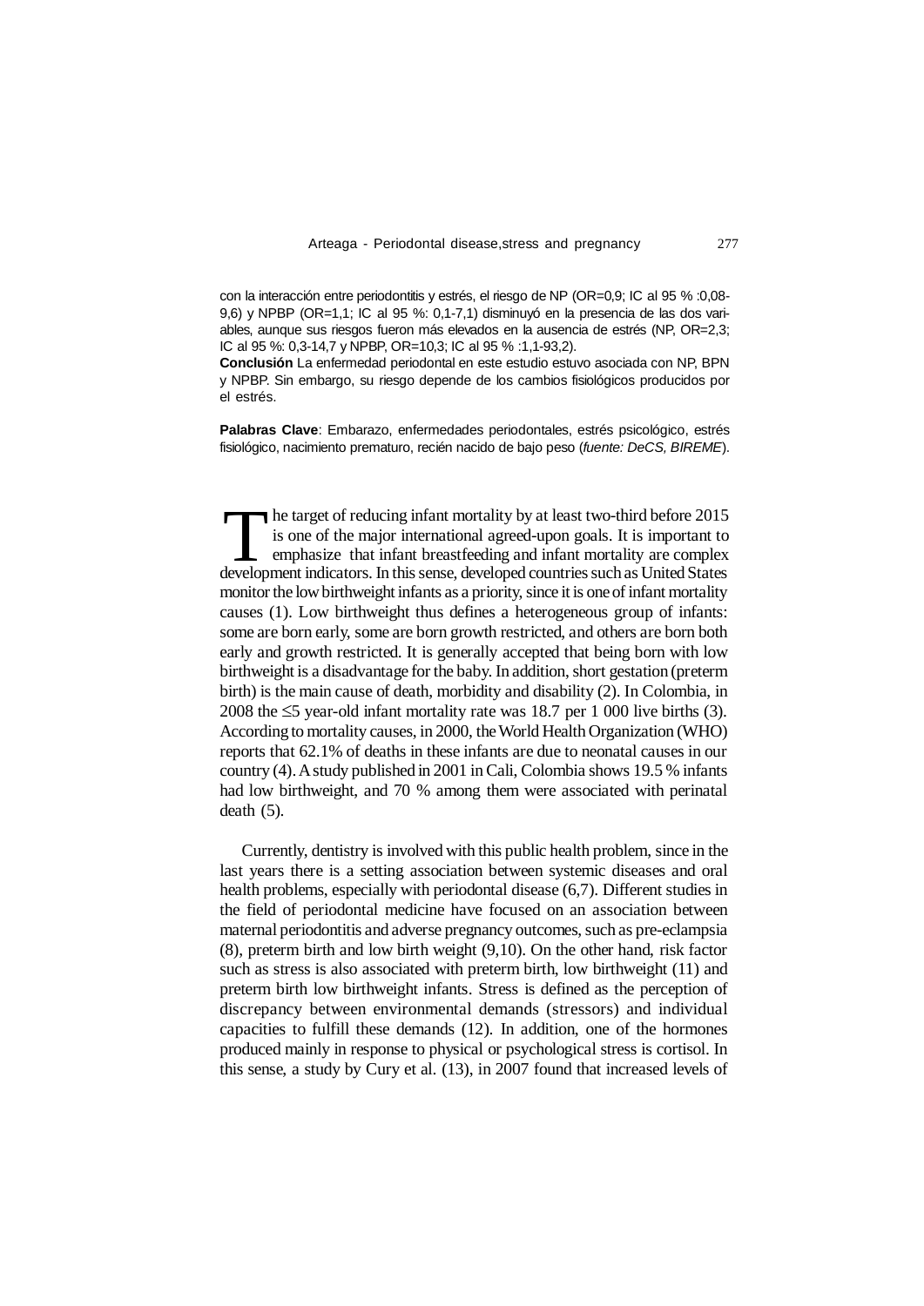con la interacción entre periodontitis y estrés, el riesgo de NP (OR=0,9; IC al 95 % :0,08-9,6) y NPBP (OR=1,1; IC al 95 %: 0,1-7,1) disminuyó en la presencia de las dos variables, aunque sus riesgos fueron más elevados en la ausencia de estrés (NP, OR=2,3; IC al 95 %: 0,3-14,7 y NPBP, OR=10,3; IC al 95 % :1,1-93,2).

**Conclusión** La enfermedad periodontal en este estudio estuvo asociada con NP, BPN y NPBP. Sin embargo, su riesgo depende de los cambios fisiológicos producidos por el estrés.

**Palabras Clave**: Embarazo, enfermedades periodontales, estrés psicológico, estrés fisiológico, nacimiento prematuro, recién nacido de bajo peso (*fuente: DeCS, BIREME*).

The target of reducing infant mortality by at least two-third before 2015 is one of the major international agreed-upon goals. It is important to emphasize that infant breastfeeding and infant mortality are complex development indicators. In this sense, developed countries such as United States monitor the low birthweight infants as a priority, since it is one of infant mortality causes (1). Low birthweight thus defines a heterogeneous group of infants: some are born early, some are born growth restricted, and others are born both early and growth restricted. It is generally accepted that being born with low birthweight is a disadvantage for the baby. In addition, short gestation (preterm birth) is the main cause of death, morbidity and disability (2). In Colombia, in 2008 the ≤5 year-old infant mortality rate was 18.7 per 1 000 live births (3). According to mortality causes, in 2000, the World Health Organization (WHO) reports that 62.1% of deaths in these infants are due to neonatal causes in our country (4). A study published in 2001 in Cali, Colombia shows 19.5 % infants had low birthweight, and 70 % among them were associated with perinatal death (5).

Currently, dentistry is involved with this public health problem, since in the last years there is a setting association between systemic diseases and oral health problems, especially with periodontal disease (6,7). Different studies in the field of periodontal medicine have focused on an association between maternal periodontitis and adverse pregnancy outcomes, such as pre-eclampsia (8), preterm birth and low birth weight (9,10). On the other hand, risk factor such as stress is also associated with preterm birth, low birthweight (11) and preterm birth low birthweight infants. Stress is defined as the perception of discrepancy between environmental demands (stressors) and individual capacities to fulfill these demands (12). In addition, one of the hormones produced mainly in response to physical or psychological stress is cortisol. In this sense, a study by Cury et al. (13), in 2007 found that increased levels of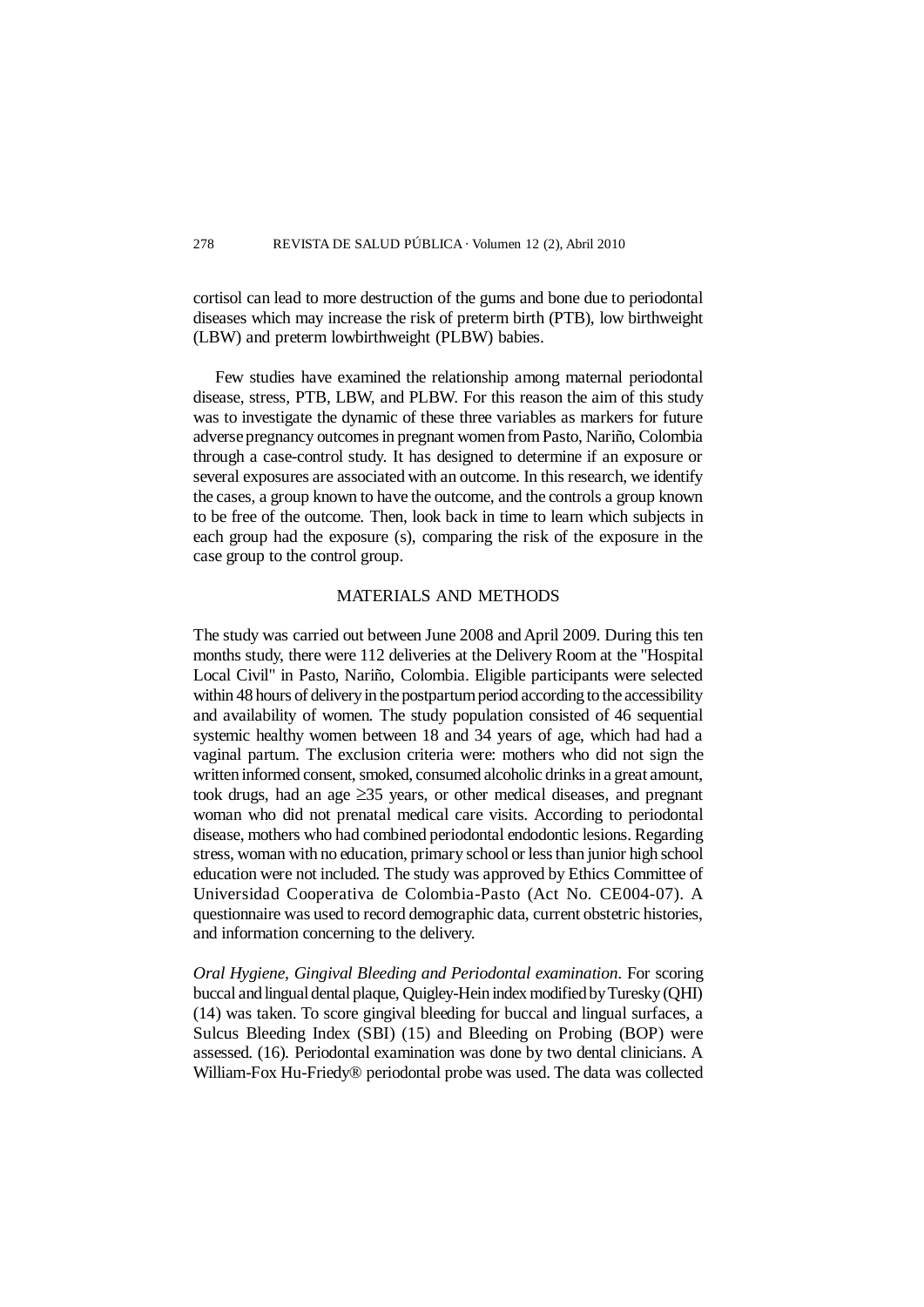cortisol can lead to more destruction of the gums and bone due to periodontal diseases which may increase the risk of preterm birth (PTB), low birthweight (LBW) and preterm lowbirthweight (PLBW) babies.

Few studies have examined the relationship among maternal periodontal disease, stress, PTB, LBW, and PLBW. For this reason the aim of this study was to investigate the dynamic of these three variables as markers for future adverse pregnancy outcomes in pregnant women from Pasto, Nariño, Colombia through a case-control study. It has designed to determine if an exposure or several exposures are associated with an outcome. In this research, we identify the cases, a group known to have the outcome, and the controls a group known to be free of the outcome. Then, look back in time to learn which subjects in each group had the exposure (s), comparing the risk of the exposure in the case group to the control group.

## MATERIALS AND METHODS

The study was carried out between June 2008 and April 2009. During this ten months study, there were 112 deliveries at the Delivery Room at the "Hospital Local Civil" in Pasto, Nariño, Colombia. Eligible participants were selected within 48 hours of delivery in the postpartum period according to the accessibility and availability of women. The study population consisted of 46 sequential systemic healthy women between 18 and 34 years of age, which had had a vaginal partum. The exclusion criteria were: mothers who did not sign the written informed consent, smoked, consumed alcoholic drinks in a great amount, took drugs, had an age ≥35 years, or other medical diseases, and pregnant woman who did not prenatal medical care visits. According to periodontal disease, mothers who had combined periodontal endodontic lesions. Regarding stress, woman with no education, primary school or less than junior high school education were not included. The study was approved by Ethics Committee of Universidad Cooperativa de Colombia-Pasto (Act No. CE004-07). A questionnaire was used to record demographic data, current obstetric histories, and information concerning to the delivery.

*Oral Hygiene, Gingival Bleeding and Periodontal examination*. For scoring buccal and lingual dental plaque, Quigley-Hein index modified by Turesky (QHI) (14) was taken. To score gingival bleeding for buccal and lingual surfaces, a Sulcus Bleeding Index (SBI) (15) and Bleeding on Probing (BOP) were assessed. (16). Periodontal examination was done by two dental clinicians. A William-Fox Hu-Friedy® periodontal probe was used. The data was collected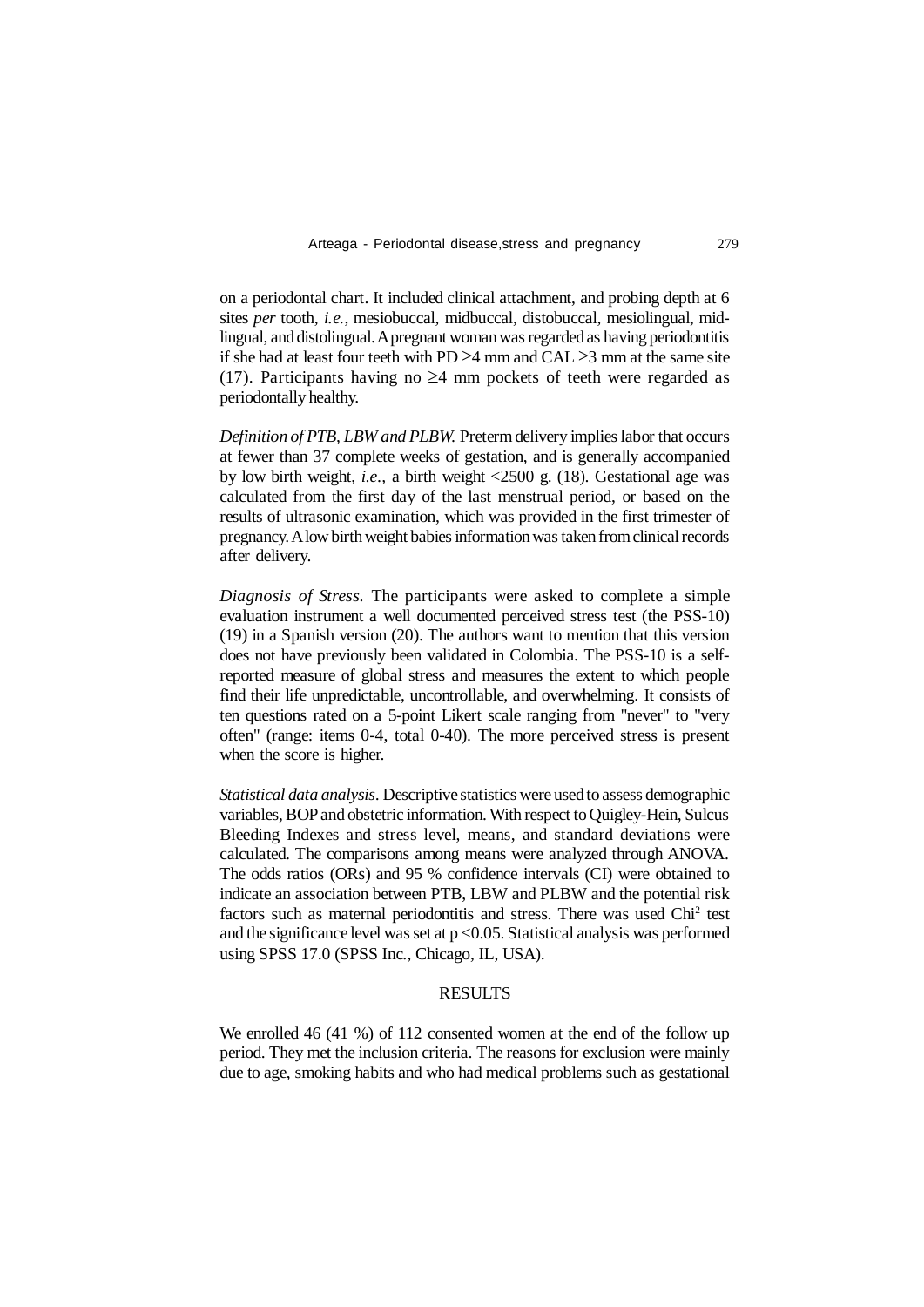on a periodontal chart. It included clinical attachment, and probing depth at 6 sites *per* tooth, *i.e.*, mesiobuccal, midbuccal, distobuccal, mesiolingual, midlingual, and distolingual. A pregnant woman was regarded as having periodontitis if she had at least four teeth with PD $\geq$4 mm and CAL $\geq$3 mm at the same site (17). Participants having no $\geq$4 mm pockets of teeth were regarded as periodontally healthy.

*Definition of PTB, LBW and PLBW.* Preterm delivery implies labor that occurs at fewer than 37 complete weeks of gestation, and is generally accompanied by low birth weight, *i.e.*, a birth weight <2500 g. (18). Gestational age was calculated from the first day of the last menstrual period, or based on the results of ultrasonic examination, which was provided in the first trimester of pregnancy. A low birth weight babies information was taken from clinical records after delivery.

*Diagnosis of Stress.* The participants were asked to complete a simple evaluation instrument a well documented perceived stress test (the PSS-10) (19) in a Spanish version (20). The authors want to mention that this version does not have previously been validated in Colombia. The PSS-10 is a self-reported measure of global stress and measures the extent to which people find their life unpredictable, uncontrollable, and overwhelming. It consists of ten questions rated on a 5-point Likert scale ranging from "never" to "very often" (range: items 0-4, total 0-40). The more perceived stress is present when the score is higher.

*Statistical data analysis*. Descriptive statistics were used to assess demographic variables, BOP and obstetric information. With respect to Quigley-Hein, Sulcus Bleeding Indexes and stress level, means, and standard deviations were calculated. The comparisons among means were analyzed through ANOVA. The odds ratios (ORs) and 95 % confidence intervals (CI) were obtained to indicate an association between PTB, LBW and PLBW and the potential risk factors such as maternal periodontitis and stress. There was used $Chi^2$ test and the significance level was set at $p < 0.05$. Statistical analysis was performed using SPSS 17.0 (SPSS Inc., Chicago, IL, USA).

## RESULTS

We enrolled 46 (41 %) of 112 consented women at the end of the follow up period. They met the inclusion criteria. The reasons for exclusion were mainly due to age, smoking habits and who had medical problems such as gestational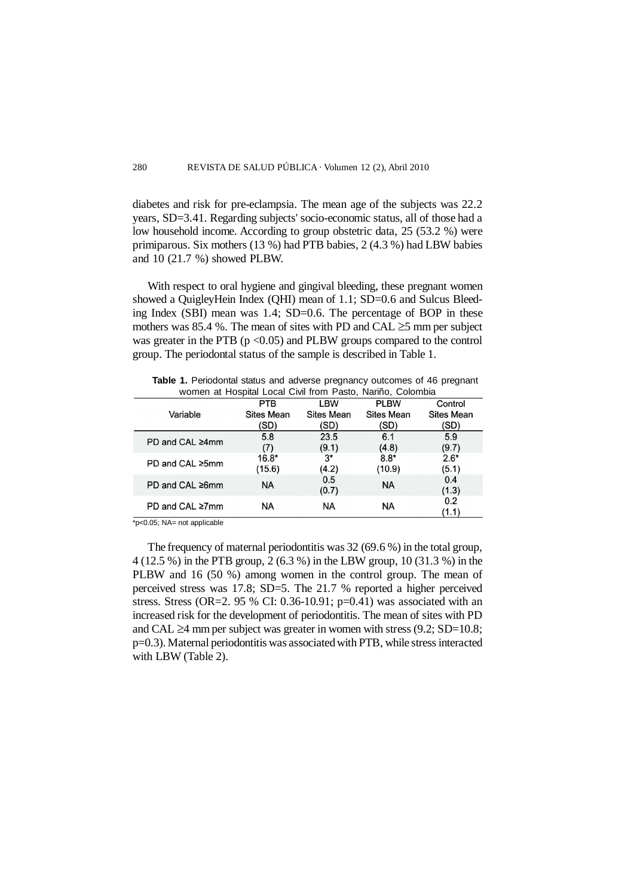diabetes and risk for pre-eclampsia. The mean age of the subjects was 22.2 years, SD=3.41. Regarding subjects' socio-economic status, all of those had a low household income. According to group obstetric data, 25 (53.2 %) were primiparous. Six mothers (13 %) had PTB babies, 2 (4.3 %) had LBW babies and 10 (21.7 %) showed PLBW.

With respect to oral hygiene and gingival bleeding, these pregnant women showed a QuigleyHein Index (QHI) mean of 1.1; SD=0.6 and Sulcus Bleeding Index (SBI) mean was 1.4; SD=0.6. The percentage of BOP in these mothers was 85.4 %. The mean of sites with PD and CAL ≥5 mm per subject was greater in the PTB ($p < 0.05$) and PLBW groups compared to the control group. The periodontal status of the sample is described in Table 1.

**Table 1.** Periodontal status and adverse pregnancy outcomes of 46 pregnant women at Hospital Local Civil from Pasto, Nariño, Colombia

| Variable | PTB Sites Mean (SD) | LBW Sites Mean (SD) | PLBW Sites Mean (SD) | Control Sites Mean (SD) |
|---|---|---|---|---|
| PD and CAL ≥4mm | 5.8 (7) | 23.5 (9.1) | 6.1 (4.8) | 5.9 (9.7) |
| PD and CAL ≥5mm | 16.8* (15.6) | 3* (4.2) | 8.8* (10.9) | 2.6* (5.1) |
| PD and CAL ≥6mm | NA | 0.5 (0.7) | NA | 0.4 (1.3) |
| PD and CAL ≥7mm | NA | NA | NA | 0.2 (1.1) |

*p<0.05; NA= not applicable

The frequency of maternal periodontitis was 32 (69.6 %) in the total group, 4 (12.5 %) in the PTB group, 2 (6.3 %) in the LBW group, 10 (31.3 %) in the PLBW and 16 (50 %) among women in the control group. The mean of perceived stress was 17.8; SD=5. The 21.7 % reported a higher perceived stress. Stress (OR=2. 95 % CI: 0.36-10.91; p=0.41) was associated with an increased risk for the development of periodontitis. The mean of sites with PD and CAL ≥4 mm per subject was greater in women with stress (9.2; SD=10.8; p=0.3). Maternal periodontitis was associated with PTB, while stress interacted with LBW (Table 2).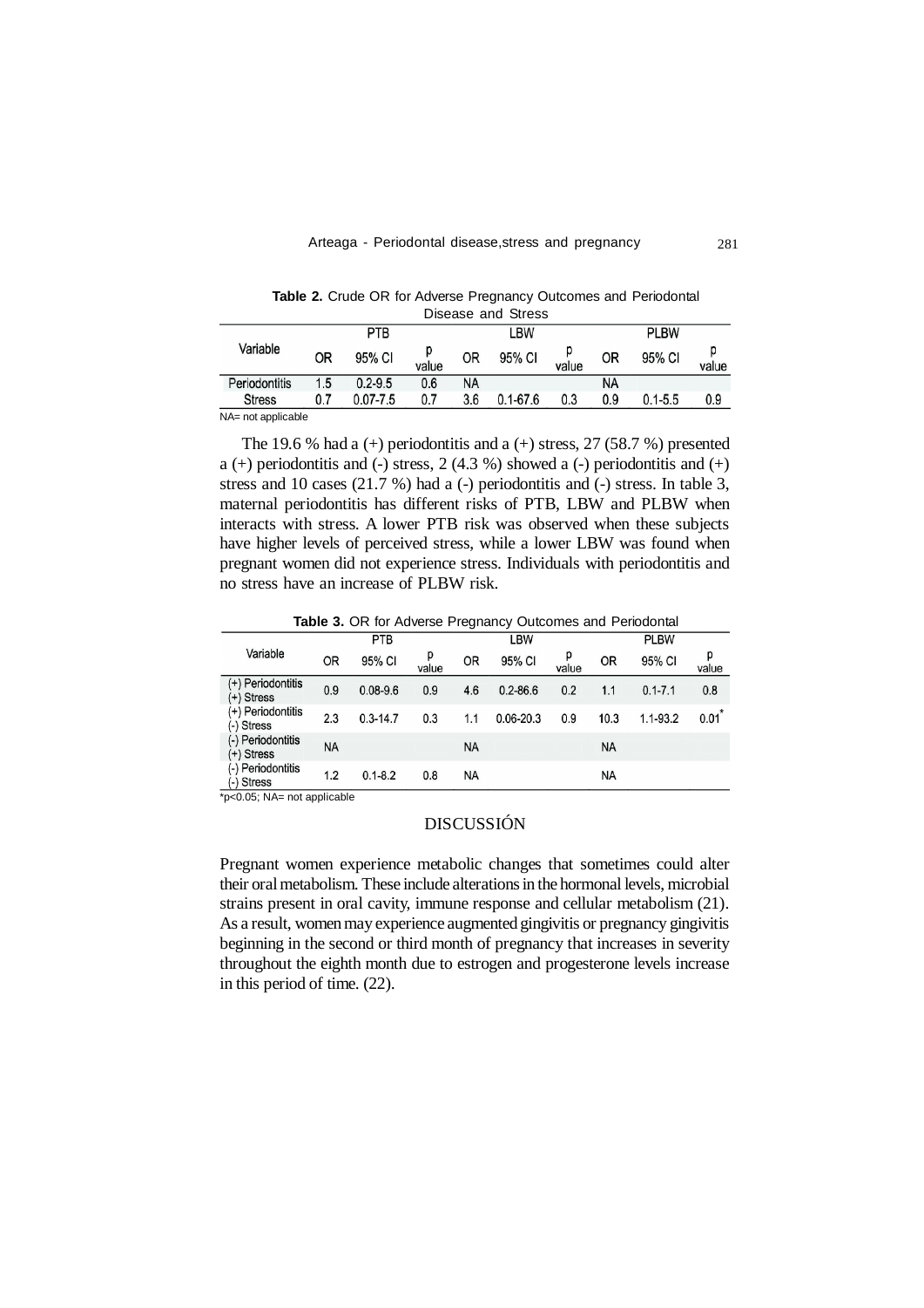**Table 2.** Crude OR for Adverse Pregnancy Outcomes and Periodontal Disease and Stress

| Variable | PTB | | | LBW | | | PLBW | | |
|---|---|---|---|---|---|---|---|---|---|
| | OR | 95% CI | p value | OR | 95% CI | p value | OR | 95% CI | p value |
| Periodontitis | 1.5 | 0.2-9.5 | 0.6 | NA | | | NA | | |
| Stress | 0.7 | 0.07-7.5 | 0.7 | 3.6 | 0.1-67.6 | 0.3 | 0.9 | 0.1-5.5 | 0.9 |

NA= not applicable

The 19.6 % had a (+) periodontitis and a (+) stress, 27 (58.7 %) presented a (+) periodontitis and (-) stress, 2 (4.3 %) showed a (-) periodontitis and (+) stress and 10 cases (21.7 %) had a (-) periodontitis and (-) stress. In table 3, maternal periodontitis has different risks of PTB, LBW and PLBW when interacts with stress. A lower PTB risk was observed when these subjects have higher levels of perceived stress, while a lower LBW was found when pregnant women did not experience stress. Individuals with periodontitis and no stress have an increase of PLBW risk.

**Table 3.** OR for Adverse Pregnancy Outcomes and Periodontal

| Variable | PTB | | | LBW | | | PLBW | | |
|---|---|---|---|---|---|---|---|---|---|
| | OR | 95% CI | p value | OR | 95% CI | p value | OR | 95% CI | p value |
| (+) Periodontitis (+) Stress | 0.9 | 0.08-9.6 | 0.9 | 4.6 | 0.2-86.6 | 0.2 | 1.1 | 0.1-7.1 | 0.8 |
| (+) Periodontitis (-) Stress | 2.3 | 0.3-14.7 | 0.3 | 1.1 | 0.06-20.3 | 0.9 | 10.3 | 1.1-93.2 | 0.01* |
| (-) Periodontitis (+) Stress | NA | | | NA | | | NA | | |
| (-) Periodontitis (-) Stress | 1.2 | 0.1-8.2 | 0.8 | NA | | | NA | | |

*p<0.05; NA= not applicable

## DISCUSSIÓN

Pregnant women experience metabolic changes that sometimes could alter their oral metabolism. These include alterations in the hormonal levels, microbial strains present in oral cavity, immune response and cellular metabolism (21). As a result, women may experience augmented gingivitis or pregnancy gingivitis beginning in the second or third month of pregnancy that increases in severity throughout the eighth month due to estrogen and progesterone levels increase in this period of time. (22).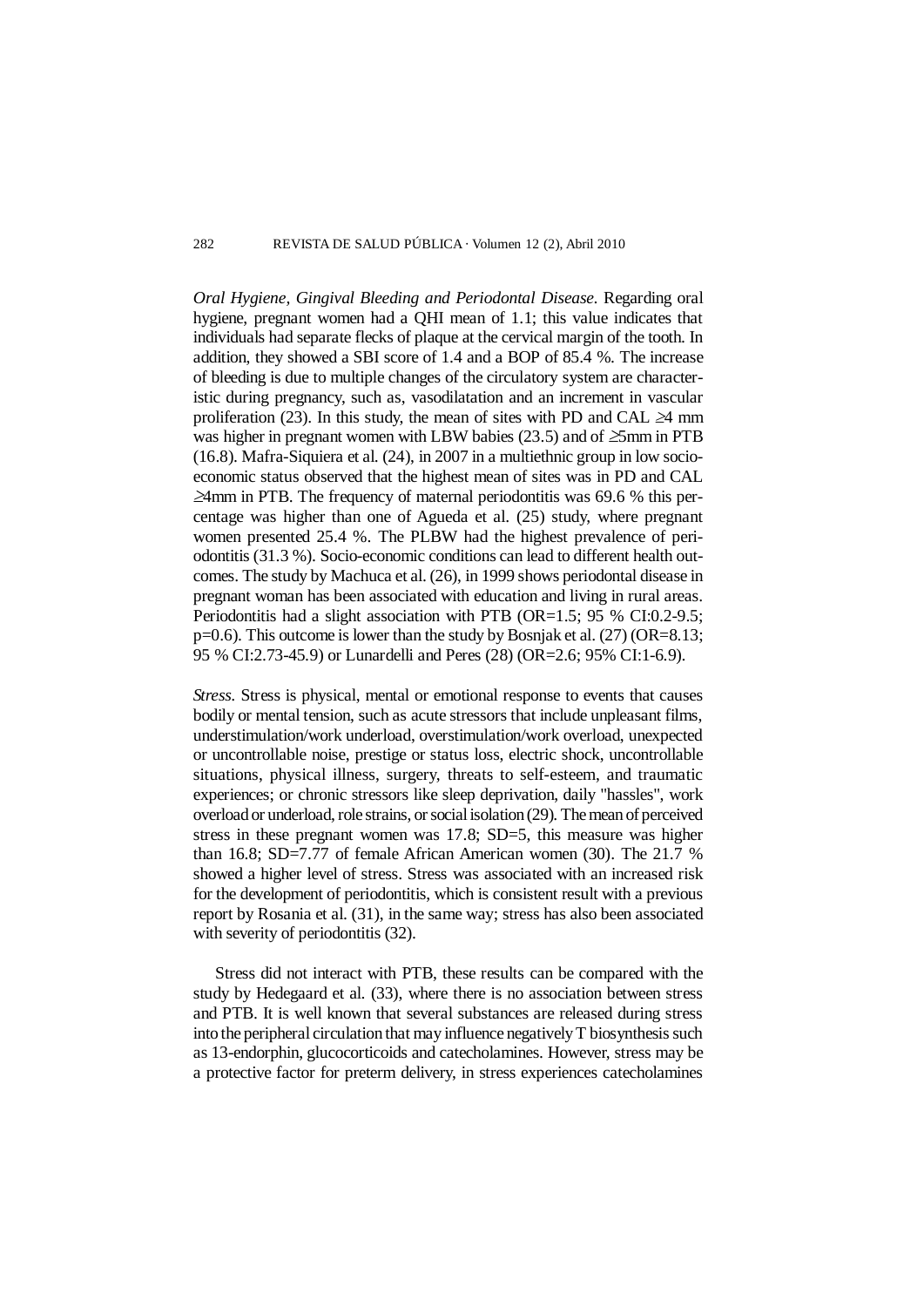*Oral Hygiene, Gingival Bleeding and Periodontal Disease.* Regarding oral hygiene, pregnant women had a QHI mean of 1.1; this value indicates that individuals had separate flecks of plaque at the cervical margin of the tooth. In addition, they showed a SBI score of 1.4 and a BOP of 85.4 %. The increase of bleeding is due to multiple changes of the circulatory system are characteristic during pregnancy, such as, vasodilatation and an increment in vascular proliferation (23). In this study, the mean of sites with PD and CAL ≥4 mm was higher in pregnant women with LBW babies (23.5) and of ≥5mm in PTB (16.8). Mafra-Siquiera et al. (24), in 2007 in a multiethnic group in low socioeconomic status observed that the highest mean of sites was in PD and CAL ≥4mm in PTB. The frequency of maternal periodontitis was 69.6 % this percentage was higher than one of Agueda et al. (25) study, where pregnant women presented 25.4 %. The PLBW had the highest prevalence of periodontitis (31.3 %). Socio-economic conditions can lead to different health outcomes. The study by Machuca et al. (26), in 1999 shows periodontal disease in pregnant woman has been associated with education and living in rural areas. Periodontitis had a slight association with PTB (OR=1.5; 95 % CI:0.2-9.5; p=0.6). This outcome is lower than the study by Bosnjak et al. (27) (OR=8.13; 95 % CI:2.73-45.9) or Lunardelli and Peres (28) (OR=2.6; 95% CI:1-6.9).

*Stress.* Stress is physical, mental or emotional response to events that causes bodily or mental tension, such as acute stressors that include unpleasant films, understimulation/work underload, overstimulation/work overload, unexpected or uncontrollable noise, prestige or status loss, electric shock, uncontrollable situations, physical illness, surgery, threats to self-esteem, and traumatic experiences; or chronic stressors like sleep deprivation, daily "hassles", work overload or underload, role strains, or social isolation (29). The mean of perceived stress in these pregnant women was 17.8; SD=5, this measure was higher than 16.8; SD=7.77 of female African American women (30). The 21.7 % showed a higher level of stress. Stress was associated with an increased risk for the development of periodontitis, which is consistent result with a previous report by Rosania et al. (31), in the same way; stress has also been associated with severity of periodontitis (32).

Stress did not interact with PTB, these results can be compared with the study by Hedegaard et al. (33), where there is no association between stress and PTB. It is well known that several substances are released during stress into the peripheral circulation that may influence negatively T biosynthesis such as 13-endorphin, glucocorticoids and catecholamines. However, stress may be a protective factor for preterm delivery, in stress experiences catecholamines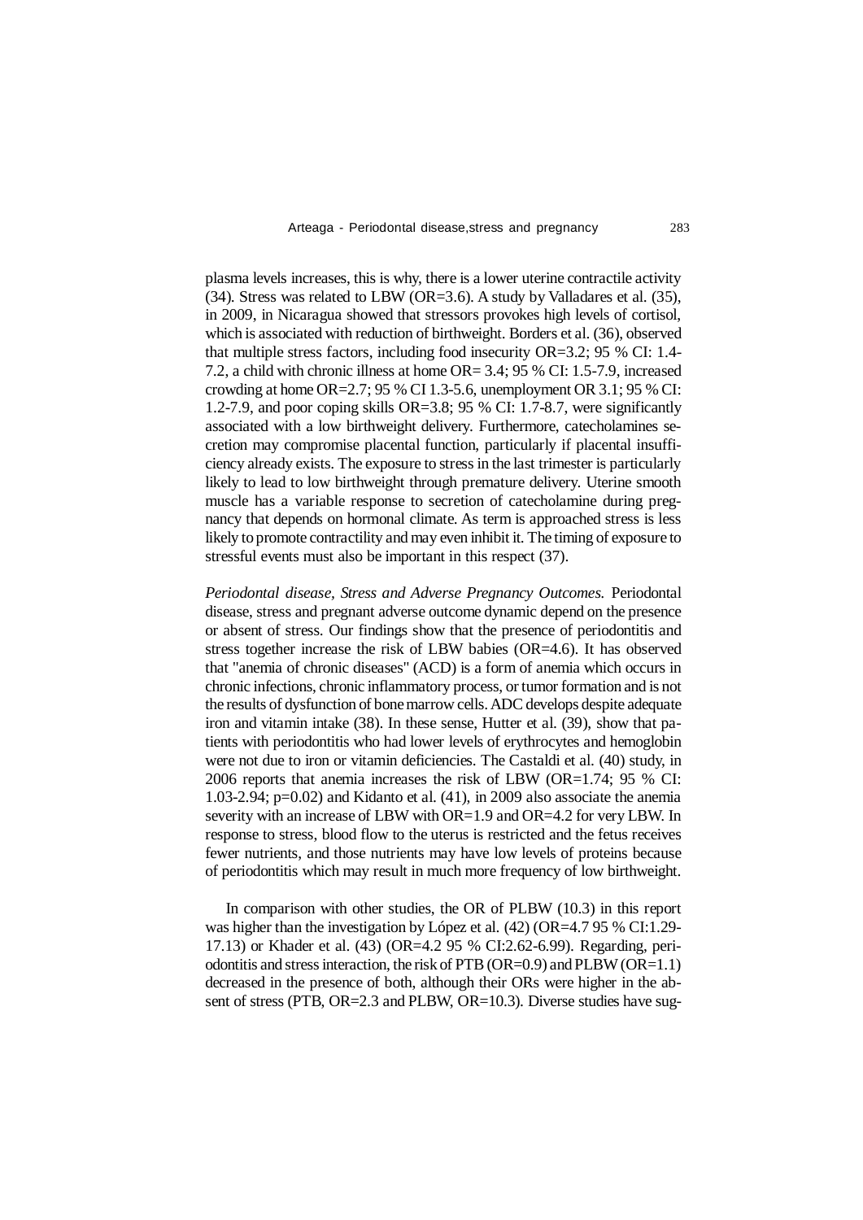plasma levels increases, this is why, there is a lower uterine contractile activity (34). Stress was related to LBW (OR=3.6). A study by Valladares et al. (35), in 2009, in Nicaragua showed that stressors provokes high levels of cortisol, which is associated with reduction of birthweight. Borders et al. (36), observed that multiple stress factors, including food insecurity OR=3.2; 95 % CI: 1.4-7.2, a child with chronic illness at home OR= 3.4; 95 % CI: 1.5-7.9, increased crowding at home OR=2.7; 95 % CI 1.3-5.6, unemployment OR 3.1; 95 % CI: 1.2-7.9, and poor coping skills OR=3.8; 95 % CI: 1.7-8.7, were significantly associated with a low birthweight delivery. Furthermore, catecholamines secretion may compromise placental function, particularly if placental insufficiency already exists. The exposure to stress in the last trimester is particularly likely to lead to low birthweight through premature delivery. Uterine smooth muscle has a variable response to secretion of catecholamine during pregnancy that depends on hormonal climate. As term is approached stress is less likely to promote contractility and may even inhibit it. The timing of exposure to stressful events must also be important in this respect (37).

*Periodontal disease, Stress and Adverse Pregnancy Outcomes.* Periodontal disease, stress and pregnant adverse outcome dynamic depend on the presence or absent of stress. Our findings show that the presence of periodontitis and stress together increase the risk of LBW babies (OR=4.6). It has observed that "anemia of chronic diseases" (ACD) is a form of anemia which occurs in chronic infections, chronic inflammatory process, or tumor formation and is not the results of dysfunction of bone marrow cells. ADC develops despite adequate iron and vitamin intake (38). In these sense, Hutter et al. (39), show that patients with periodontitis who had lower levels of erythrocytes and hemoglobin were not due to iron or vitamin deficiencies. The Castaldi et al. (40) study, in 2006 reports that anemia increases the risk of LBW (OR=1.74; 95 % CI: 1.03-2.94; p=0.02) and Kidanto et al. (41), in 2009 also associate the anemia severity with an increase of LBW with OR=1.9 and OR=4.2 for very LBW. In response to stress, blood flow to the uterus is restricted and the fetus receives fewer nutrients, and those nutrients may have low levels of proteins because of periodontitis which may result in much more frequency of low birthweight.

In comparison with other studies, the OR of PLBW (10.3) in this report was higher than the investigation by López et al. (42) (OR=4.7 95 % CI:1.29-17.13) or Khader et al. (43) (OR=4.2 95 % CI:2.62-6.99). Regarding, periodontitis and stress interaction, the risk of PTB (OR=0.9) and PLBW (OR=1.1) decreased in the presence of both, although their ORs were higher in the absent of stress (PTB, OR=2.3 and PLBW, OR=10.3). Diverse studies have sug-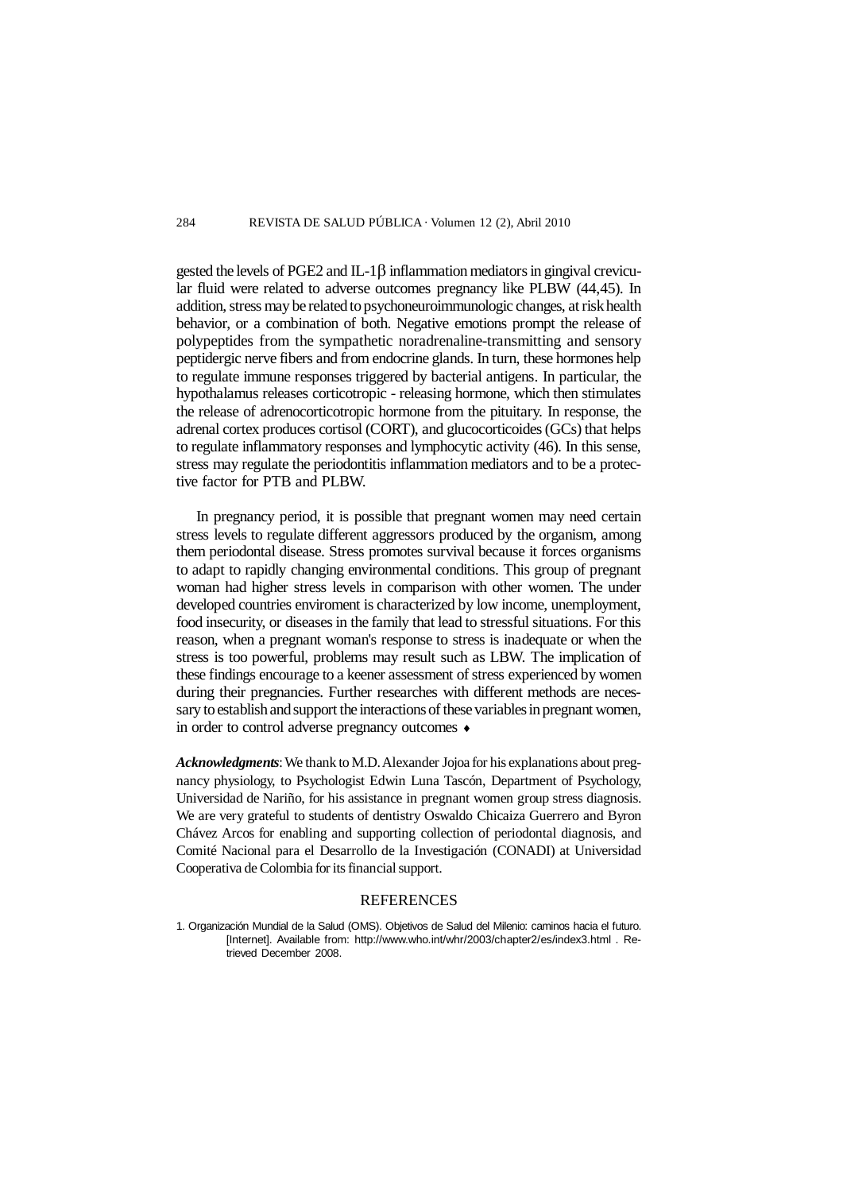gested the levels of PGE2 and IL-1β inflammation mediators in gingival crevicular fluid were related to adverse outcomes pregnancy like PLBW (44,45). In addition, stress may be related to psychoneuroimmunologic changes, at risk health behavior, or a combination of both. Negative emotions prompt the release of polypeptides from the sympathetic noradrenaline-transmitting and sensory peptidergic nerve fibers and from endocrine glands. In turn, these hormones help to regulate immune responses triggered by bacterial antigens. In particular, the hypothalamus releases corticotropic - releasing hormone, which then stimulates the release of adrenocorticotropic hormone from the pituitary. In response, the adrenal cortex produces cortisol (CORT), and glucocorticoides (GCs) that helps to regulate inflammatory responses and lymphocytic activity (46). In this sense, stress may regulate the periodontitis inflammation mediators and to be a protective factor for PTB and PLBW.

In pregnancy period, it is possible that pregnant women may need certain stress levels to regulate different aggressors produced by the organism, among them periodontal disease. Stress promotes survival because it forces organisms to adapt to rapidly changing environmental conditions. This group of pregnant woman had higher stress levels in comparison with other women. The under developed countries enviroment is characterized by low income, unemployment, food insecurity, or diseases in the family that lead to stressful situations. For this reason, when a pregnant woman's response to stress is inadequate or when the stress is too powerful, problems may result such as LBW. The implication of these findings encourage to a keener assessment of stress experienced by women during their pregnancies. Further researches with different methods are necessary to establish and support the interactions of these variables in pregnant women, in order to control adverse pregnancy outcomes ♦

***Acknowledgments***: We thank to M.D. Alexander Jojoa for his explanations about pregnancy physiology, to Psychologist Edwin Luna Tascón, Department of Psychology, Universidad de Nariño, for his assistance in pregnant women group stress diagnosis. We are very grateful to students of dentistry Oswaldo Chicaiza Guerrero and Byron Chávez Arcos for enabling and supporting collection of periodontal diagnosis, and Comité Nacional para el Desarrollo de la Investigación (CONADI) at Universidad Cooperativa de Colombia for its financial support.

## REFERENCES

1. Organización Mundial de la Salud (OMS). Objetivos de Salud del Milenio: caminos hacia el futuro. [Internet]. Available from: http://www.who.int/whr/2003/chapter2/es/index3.html . Retrieved December 2008.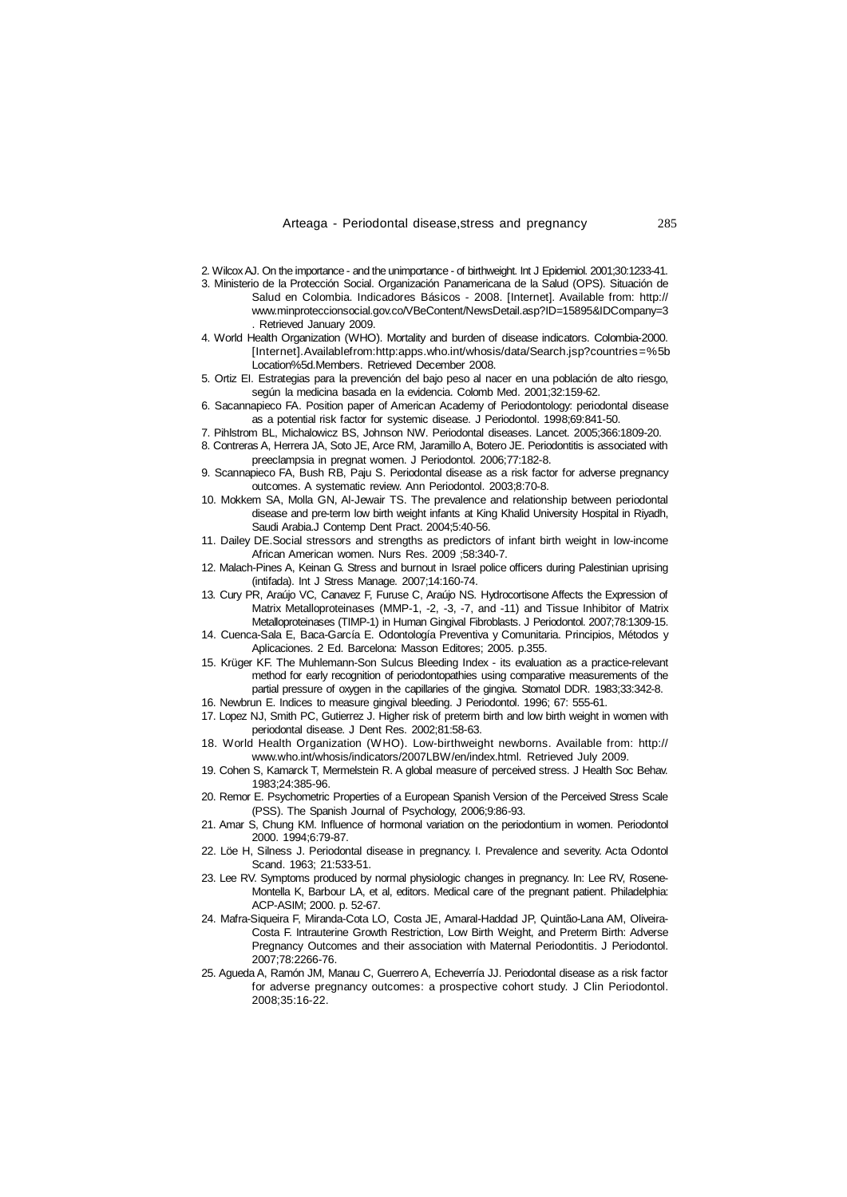2. Wilcox AJ. On the importance - and the unimportance - of birthweight. Int J Epidemiol. 2001;30:1233-41.
3. Ministerio de la Protección Social. Organización Panamericana de la Salud (OPS). Situación de Salud en Colombia. Indicadores Básicos - 2008. [Internet]. Available from: http://www.minproteccionsocial.gov.co/VBeContent/NewsDetail.asp?ID=15895&IDCompany=3 . Retrieved January 2009.
4. World Health Organization (WHO). Mortality and burden of disease indicators. Colombia-2000. [Internet].Availablefrom:http:apps.who.int/whosis/data/Search.jsp?countries=%5bLocation%5d.Members. Retrieved December 2008.
5. Ortiz EI. Estrategias para la prevención del bajo peso al nacer en una población de alto riesgo, según la medicina basada en la evidencia. Colomb Med. 2001;32:159-62.
6. Sacannapieco FA. Position paper of American Academy of Periodontology: periodontal disease as a potential risk factor for systemic disease. J Periodontol. 1998;69:841-50.
7. Pihlstrom BL, Michalowicz BS, Johnson NW. Periodontal diseases. Lancet. 2005;366:1809-20.
8. Contreras A, Herrera JA, Soto JE, Arce RM, Jaramillo A, Botero JE. Periodontitis is associated with preeclampsia in pregnat women. J Periodontol. 2006;77:182-8.
9. Scannapieco FA, Bush RB, Paju S. Periodontal disease as a risk factor for adverse pregnancy outcomes. A systematic review. Ann Periodontol. 2003;8:70-8.
10. Mokkem SA, Molla GN, Al-Jewair TS. The prevalence and relationship between periodontal disease and pre-term low birth weight infants at King Khalid University Hospital in Riyadh, Saudi Arabia.J Contemp Dent Pract. 2004;5:40-56.
11. Dailey DE.Social stressors and strengths as predictors of infant birth weight in low-income African American women. Nurs Res. 2009 ;58:340-7.
12. Malach-Pines A, Keinan G. Stress and burnout in Israel police officers during Palestinian uprising (intifada). Int J Stress Manage. 2007;14:160-74.
13. Cury PR, Araújo VC, Canavez F, Furuse C, Araújo NS. Hydrocortisone Affects the Expression of Matrix Metalloproteinases (MMP-1, -2, -3, -7, and -11) and Tissue Inhibitor of Matrix Metalloproteinases (TIMP-1) in Human Gingival Fibroblasts. J Periodontol. 2007;78:1309-15.
14. Cuenca-Sala E, Baca-García E. Odontología Preventiva y Comunitaria. Principios, Métodos y Aplicaciones. 2 Ed. Barcelona: Masson Editores; 2005. p.355.
15. Krüger KF. The Muhlemann-Son Sulcus Bleeding Index - its evaluation as a practice-relevant method for early recognition of periodontopathies using comparative measurements of the partial pressure of oxygen in the capillaries of the gingiva. Stomatol DDR. 1983;33:342-8.
16. Newbrun E. Indices to measure gingival bleeding. J Periodontol. 1996; 67: 555-61.
17. Lopez NJ, Smith PC, Gutierrez J. Higher risk of preterm birth and low birth weight in women with periodontal disease. J Dent Res. 2002;81:58-63.
18. World Health Organization (WHO). Low-birthweight newborns. Available from: http://www.who.int/whosis/indicators/2007LBW/en/index.html. Retrieved July 2009.
19. Cohen S, Kamarck T, Mermelstein R. A global measure of perceived stress. J Health Soc Behav. 1983;24:385-96.
20. Remor E. Psychometric Properties of a European Spanish Version of the Perceived Stress Scale (PSS). The Spanish Journal of Psychology, 2006;9:86-93.
21. Amar S, Chung KM. Influence of hormonal variation on the periodontium in women. Periodontol 2000. 1994;6:79-87.
22. Löe H, Silness J. Periodontal disease in pregnancy. I. Prevalence and severity. Acta Odontol Scand. 1963; 21:533-51.
23. Lee RV. Symptoms produced by normal physiologic changes in pregnancy. In: Lee RV, Rosene-Montella K, Barbour LA, et al, editors. Medical care of the pregnant patient. Philadelphia: ACP-ASIM; 2000. p. 52-67.
24. Mafra-Siqueira F, Miranda-Cota LO, Costa JE, Amaral-Haddad JP, Quintão-Lana AM, Oliveira-Costa F. Intrauterine Growth Restriction, Low Birth Weight, and Preterm Birth: Adverse Pregnancy Outcomes and their association with Maternal Periodontitis. J Periodontol. 2007;78:2266-76.
25. Agueda A, Ramón JM, Manau C, Guerrero A, Echeverría JJ. Periodontal disease as a risk factor for adverse pregnancy outcomes: a prospective cohort study. J Clin Periodontol. 2008;35:16-22.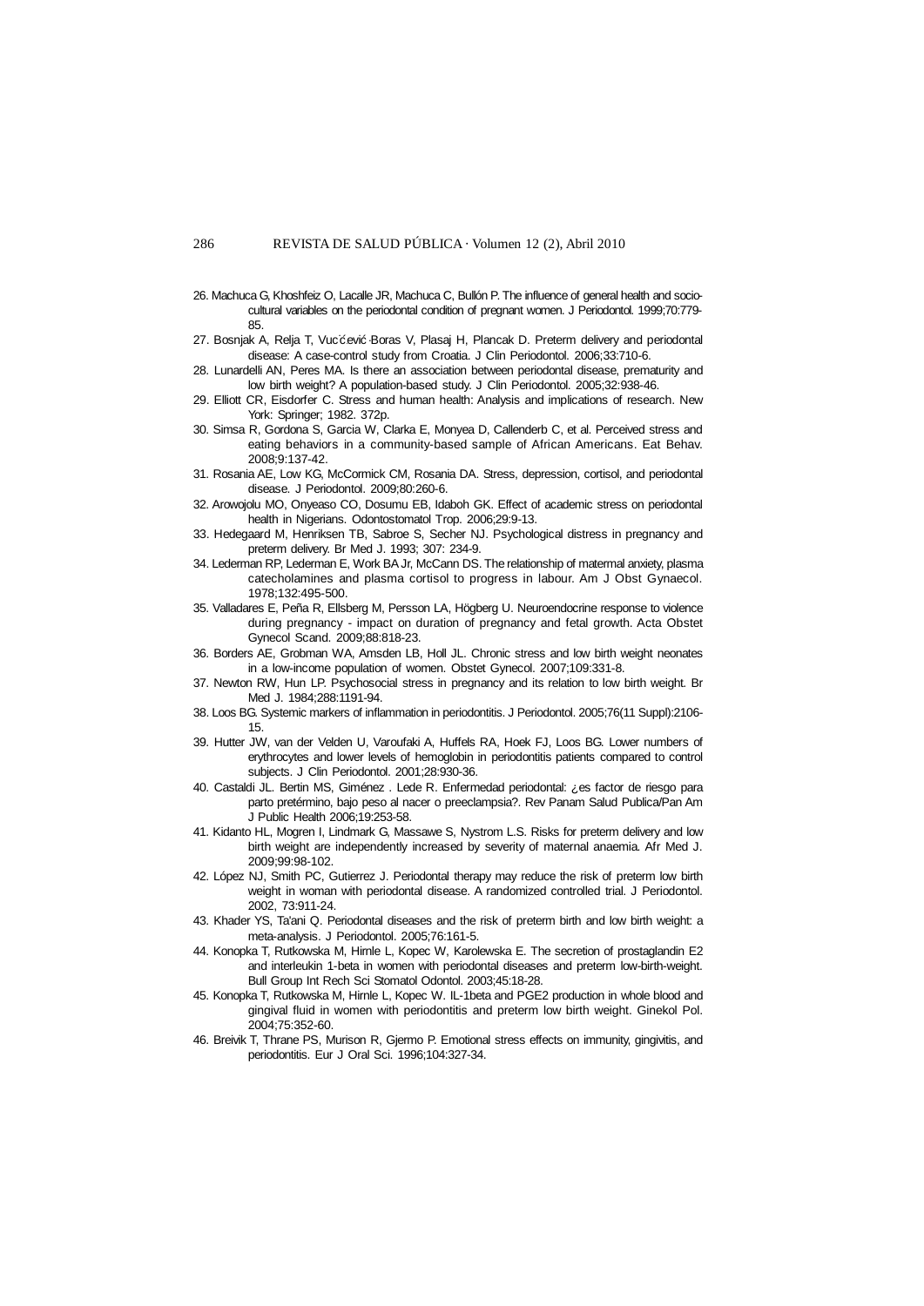26. Machuca G, Khoshfeiz O, Lacalle JR, Machuca C, Bullón P. The influence of general health and socio-cultural variables on the periodontal condition of pregnant women. J Periodontol. 1999;70:779-85.
27. Bosnjak A, Relja T, Vuččević-Boras V, Plasaj H, Plancak D. Preterm delivery and periodontal disease: A case-control study from Croatia. J Clin Periodontol. 2006;33:710-6.
28. Lunardelli AN, Peres MA. Is there an association between periodontal disease, prematurity and low birth weight? A population-based study. J Clin Periodontol. 2005;32:938-46.
29. Elliott CR, Eisdorfer C. Stress and human health: Analysis and implications of research. New York: Springer; 1982. 372p.
30. Simsa R, Gordona S, Garcia W, Clarka E, Monyea D, Callenderb C, et al. Perceived stress and eating behaviors in a community-based sample of African Americans. Eat Behav. 2008;9:137-42.
31. Rosania AE, Low KG, McCormick CM, Rosania DA. Stress, depression, cortisol, and periodontal disease. J Periodontol. 2009;80:260-6.
32. Arowojolu MO, Onyeaso CO, Dosumu EB, Idaboh GK. Effect of academic stress on periodontal health in Nigerians. Odontostomatol Trop. 2006;29:9-13.
33. Hedegaard M, Henriksen TB, Sabroe S, Secher NJ. Psychological distress in pregnancy and preterm delivery. Br Med J. 1993; 307: 234-9.
34. Lederman RP, Lederman E, Work BA Jr, McCann DS. The relationship of matermal anxiety, plasma catecholamines and plasma cortisol to progress in labour. Am J Obst Gynaecol. 1978;132:495-500.
35. Valladares E, Peña R, Ellsberg M, Persson LA, Högberg U. Neuroendocrine response to violence during pregnancy - impact on duration of pregnancy and fetal growth. Acta Obstet Gynecol Scand. 2009;88:818-23.
36. Borders AE, Grobman WA, Amsden LB, Holl JL. Chronic stress and low birth weight neonates in a low-income population of women. Obstet Gynecol. 2007;109:331-8.
37. Newton RW, Hun LP. Psychosocial stress in pregnancy and its relation to low birth weight. Br Med J. 1984;288:1191-94.
38. Loos BG. Systemic markers of inflammation in periodontitis. J Periodontol. 2005;76(11 Suppl):2106-15.
39. Hutter JW, van der Velden U, Varoufaki A, Huffels RA, Hoek FJ, Loos BG. Lower numbers of erythrocytes and lower levels of hemoglobin in periodontitis patients compared to control subjects. J Clin Periodontol. 2001;28:930-36.
40. Castaldi JL. Bertin MS, Giménez . Lede R. Enfermedad periodontal: ¿es factor de riesgo para parto pretérmino, bajo peso al nacer o preeclampsia?. Rev Panam Salud Publica/Pan Am J Public Health 2006;19:253-58.
41. Kidanto HL, Mogren I, Lindmark G, Massawe S, Nystrom L.S. Risks for preterm delivery and low birth weight are independently increased by severity of maternal anaemia. Afr Med J. 2009;99:98-102.
42. López NJ, Smith PC, Gutierrez J. Periodontal therapy may reduce the risk of preterm low birth weight in woman with periodontal disease. A randomized controlled trial. J Periodontol. 2002, 73:911-24.
43. Khader YS, Ta'ani Q. Periodontal diseases and the risk of preterm birth and low birth weight: a meta-analysis. J Periodontol. 2005;76:161-5.
44. Konopka T, Rutkowska M, Hirnle L, Kopec W, Karolewska E. The secretion of prostaglandin E2 and interleukin 1-beta in women with periodontal diseases and preterm low-birth-weight. Bull Group Int Rech Sci Stomatol Odontol. 2003;45:18-28.
45. Konopka T, Rutkowska M, Hirnle L, Kopec W. IL-1beta and PGE2 production in whole blood and gingival fluid in women with periodontitis and preterm low birth weight. Ginekol Pol. 2004;75:352-60.
46. Breivik T, Thrane PS, Murison R, Gjermo P. Emotional stress effects on immunity, gingivitis, and periodontitis. Eur J Oral Sci. 1996;104:327-34.